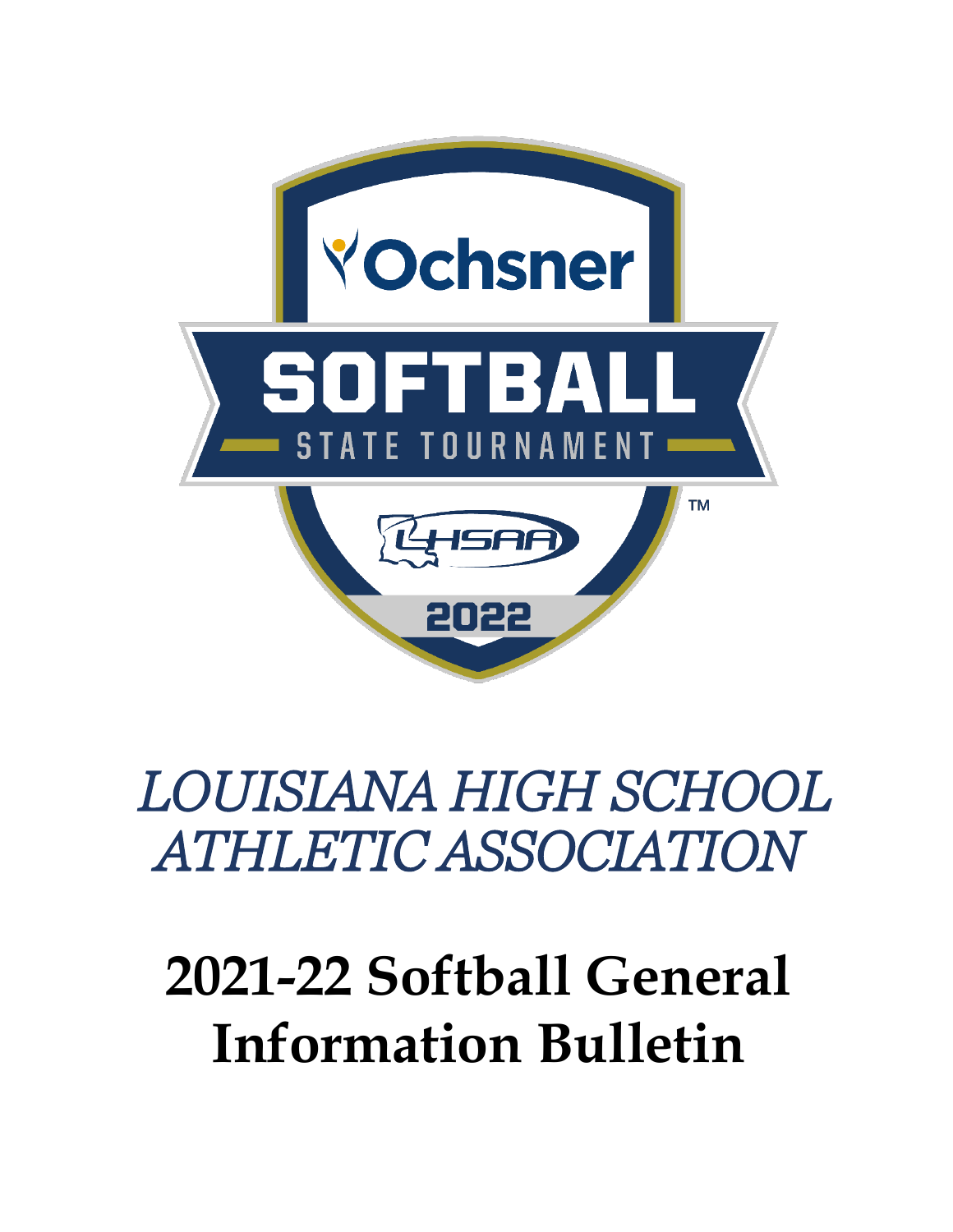*LOUISIANA HIGH SCHOOL ATHLETIC ASSOCIATION*

# 2021-22 Softball General Information Bulletin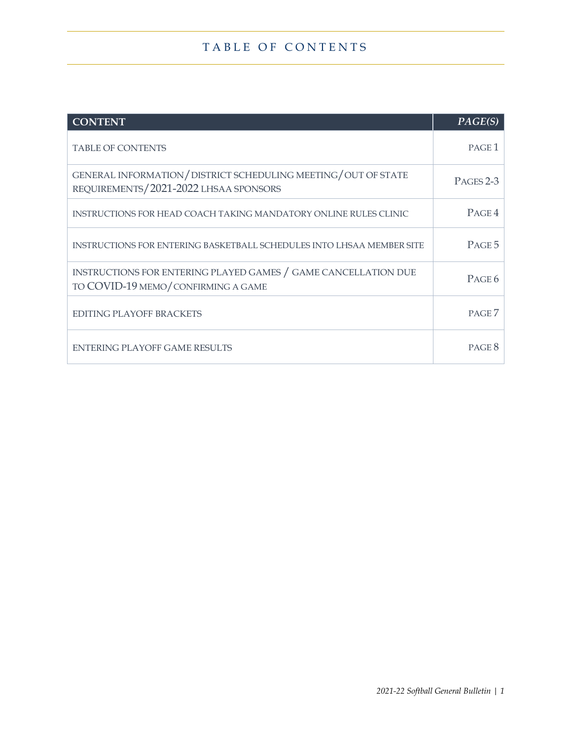# TABLE OF CONTENTS

| CONTENT | PAGE(S) |
|---|---|
| TABLE OF CONTENTS | PAGE 1 |
| GENERAL INFORMATION/DISTRICT SCHEDULING MEETING/OUT OF STATE REQUIREMENTS/2021-2022 LHSAA SPONSORS | PAGES 2-3 |
| INSTRUCTIONS FOR HEAD COACH TAKING MANDATORY ONLINE RULES CLINIC | PAGE 4 |
| INSTRUCTIONS FOR ENTERING BASKETBALL SCHEDULES INTO LHSAA MEMBER SITE | PAGE 5 |
| INSTRUCTIONS FOR ENTERING PLAYED GAMES / GAME CANCELLATION DUE TO COVID-19 MEMO/CONFIRMING A GAME | PAGE 6 |
| EDITING PLAYOFF BRACKETS | PAGE 7 |
| ENTERING PLAYOFF GAME RESULTS | PAGE 8 |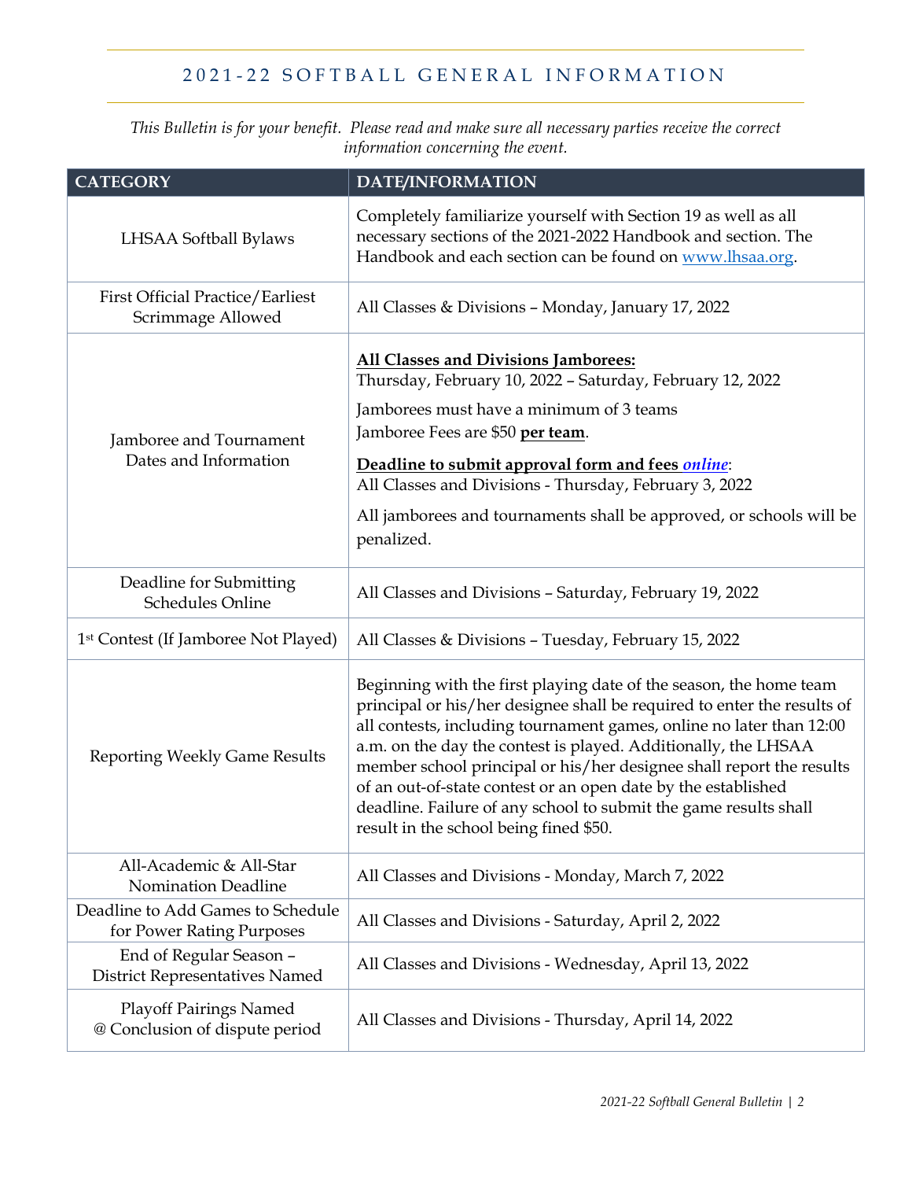# 2021-22 SOFTBALL GENERAL INFORMATION

*This Bulletin is for your benefit. Please read and make sure all necessary parties receive the correct information concerning the event.*

| CATEGORY | DATE/INFORMATION |
|---|---|
| LHSAA Softball Bylaws | Completely familiarize yourself with Section 19 as well as all necessary sections of the 2021-2022 Handbook and section. The Handbook and each section can be found on [www.lhsaa.org](www.lhsaa.org). |
| First Official Practice/Earliest Scrimmage Allowed | All Classes & Divisions – Monday, January 17, 2022 |
| Jamboree and Tournament Dates and Information | **All Classes and Divisions Jamborees:** Thursday, February 10, 2022 – Saturday, February 12, 2022<br>Jamborees must have a minimum of 3 teams<br>Jamboree Fees are $50 **per team**.<br>**Deadline to submit approval form and fees *online*:** All Classes and Divisions - Thursday, February 3, 2022<br>All jamborees and tournaments shall be approved, or schools will be penalized. |
| Deadline for Submitting Schedules Online | All Classes and Divisions – Saturday, February 19, 2022 |
| 1st Contest (If Jamboree Not Played) | All Classes & Divisions – Tuesday, February 15, 2022 |
| Reporting Weekly Game Results | Beginning with the first playing date of the season, the home team principal or his/her designee shall be required to enter the results of all contests, including tournament games, online no later than 12:00 a.m. on the day the contest is played. Additionally, the LHSAA member school principal or his/her designee shall report the results of an out-of-state contest or an open date by the established deadline. Failure of any school to submit the game results shall result in the school being fined $50. |
| All-Academic & All-Star Nomination Deadline | All Classes and Divisions - Monday, March 7, 2022 |
| Deadline to Add Games to Schedule for Power Rating Purposes | All Classes and Divisions - Saturday, April 2, 2022 |
| End of Regular Season – District Representatives Named | All Classes and Divisions - Wednesday, April 13, 2022 |
| Playoff Pairings Named @ Conclusion of dispute period | All Classes and Divisions - Thursday, April 14, 2022 |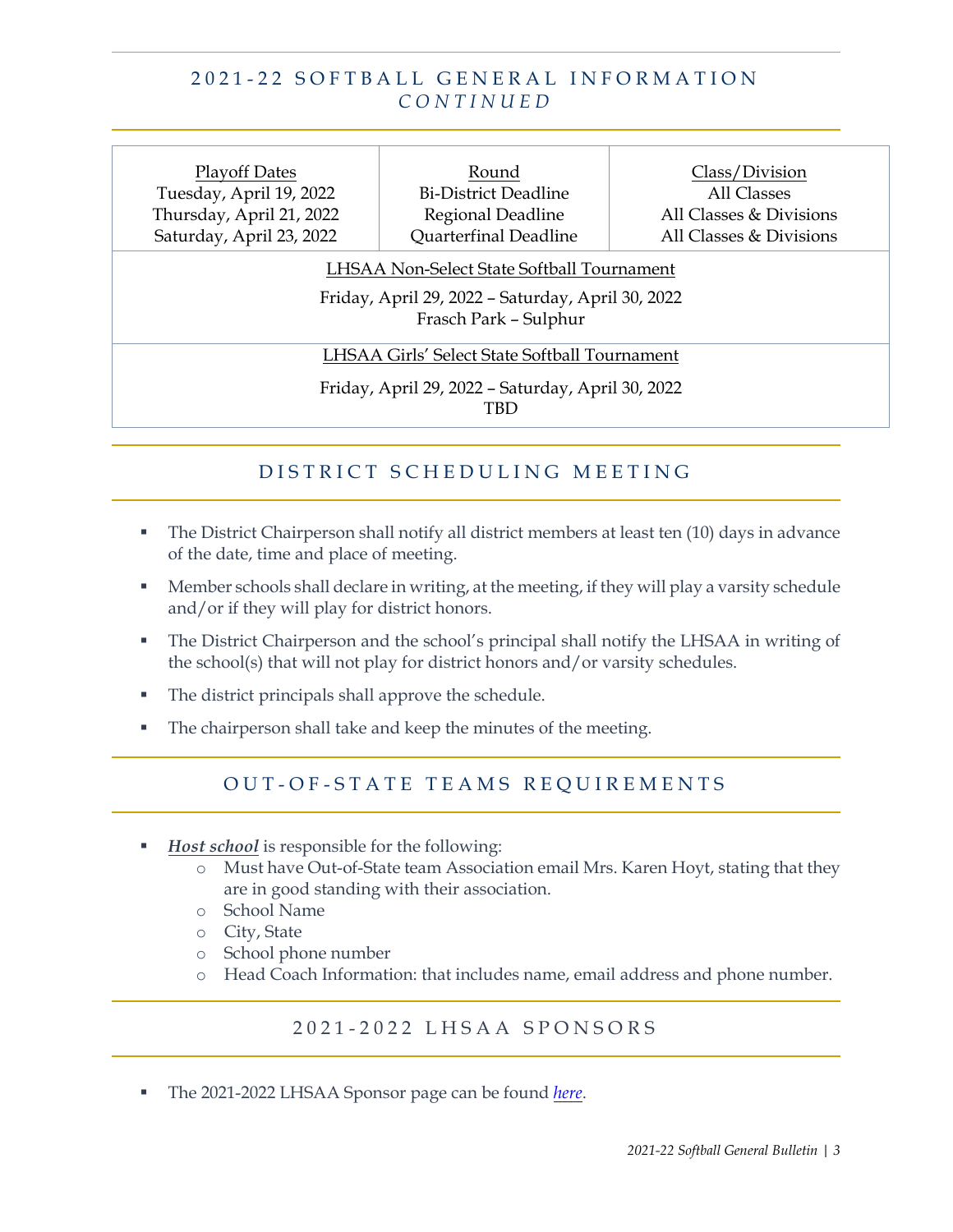## 2021-22 SOFTBALL GENERAL INFORMATION *CONTINUED*

| Playoff Dates | Round | Class/Division |
|---|---|---|
| Tuesday, April 19, 2022 | Bi-District Deadline | All Classes |
| Thursday, April 21, 2022 | Regional Deadline | All Classes & Divisions |
| Saturday, April 23, 2022 | Quarterfinal Deadline | All Classes & Divisions |

LHSAA Non-Select State Softball Tournament

Friday, April 29, 2022 – Saturday, April 30, 2022
Frasch Park – Sulphur

LHSAA Girls' Select State Softball Tournament

Friday, April 29, 2022 – Saturday, April 30, 2022
TBD

## DISTRICT SCHEDULING MEETING

- The District Chairperson shall notify all district members at least ten (10) days in advance of the date, time and place of meeting.
- Member schools shall declare in writing, at the meeting, if they will play a varsity schedule and/or if they will play for district honors.
- The District Chairperson and the school's principal shall notify the LHSAA in writing of the school(s) that will not play for district honors and/or varsity schedules.
- The district principals shall approve the schedule.
- The chairperson shall take and keep the minutes of the meeting.

## OUT-OF-STATE TEAMS REQUIREMENTS

- ***Host school*** is responsible for the following:
  - Must have Out-of-State team Association email Mrs. Karen Hoyt, stating that they are in good standing with their association.
  - School Name
  - City, State
  - School phone number
  - Head Coach Information: that includes name, email address and phone number.

## 2021-2022 LHSAA SPONSORS

- The 2021-2022 LHSAA Sponsor page can be found *here*.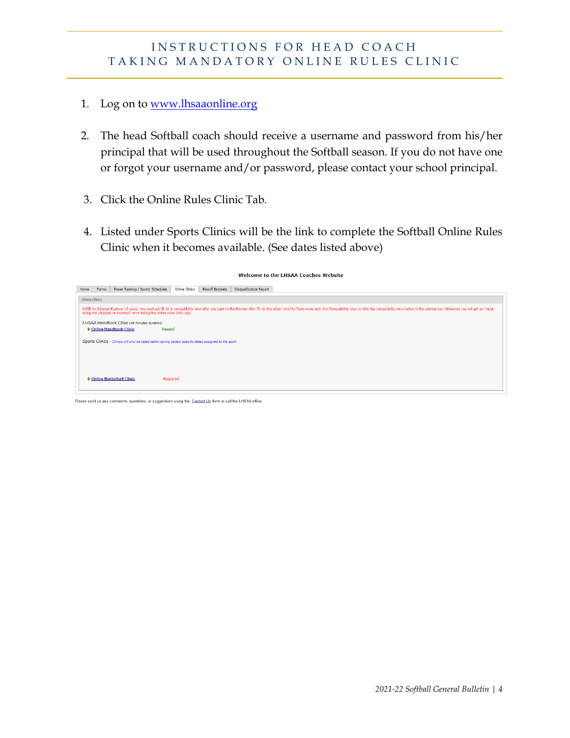## INSTRUCTIONS FOR HEAD COACH TAKING MANDATORY ONLINE RULES CLINIC

1. Log on to [www.lhsaaonline.org](http://www.lhsaaonline.org)

2. The head Softball coach should receive a username and password from his/her principal that will be used throughout the Softball season. If you do not have one or forgot your username and/or password, please contact your school principal.

3. Click the Online Rules Clinic Tab.

4. Listed under Sports Clinics will be the link to complete the Softball Online Rules Clinic when it becomes available. (See dates listed above)

**Welcome to the LHSAA Coaches Website**

Home | Forms | Power Ranking / Sports' Schedules | Online Clinics | Playoff Brackets | Disqualification Report

Online Clinics

NOTE for Internet Explorer 10 users: You must put IE 10 in compatibility view after you login to the Member Site. To do this either click the Tools menu and click Compatibility View or click the compatibility view button in the address bar. Otherwise you will get an "input string not attached or incorrect" error taking the online rules clinic quiz.

*LHSAA Handbook Clinic (45 minutes duration)*

- Online Handbook Clinic — Passed

*Sports Clinics - Clinics will only be listed below during certain specific dates assigned to the sport.*

- Online Basketball Clinic — Required

Please send us any comments, questions, or suggestions using the Contact Us form or call the LHSAA office.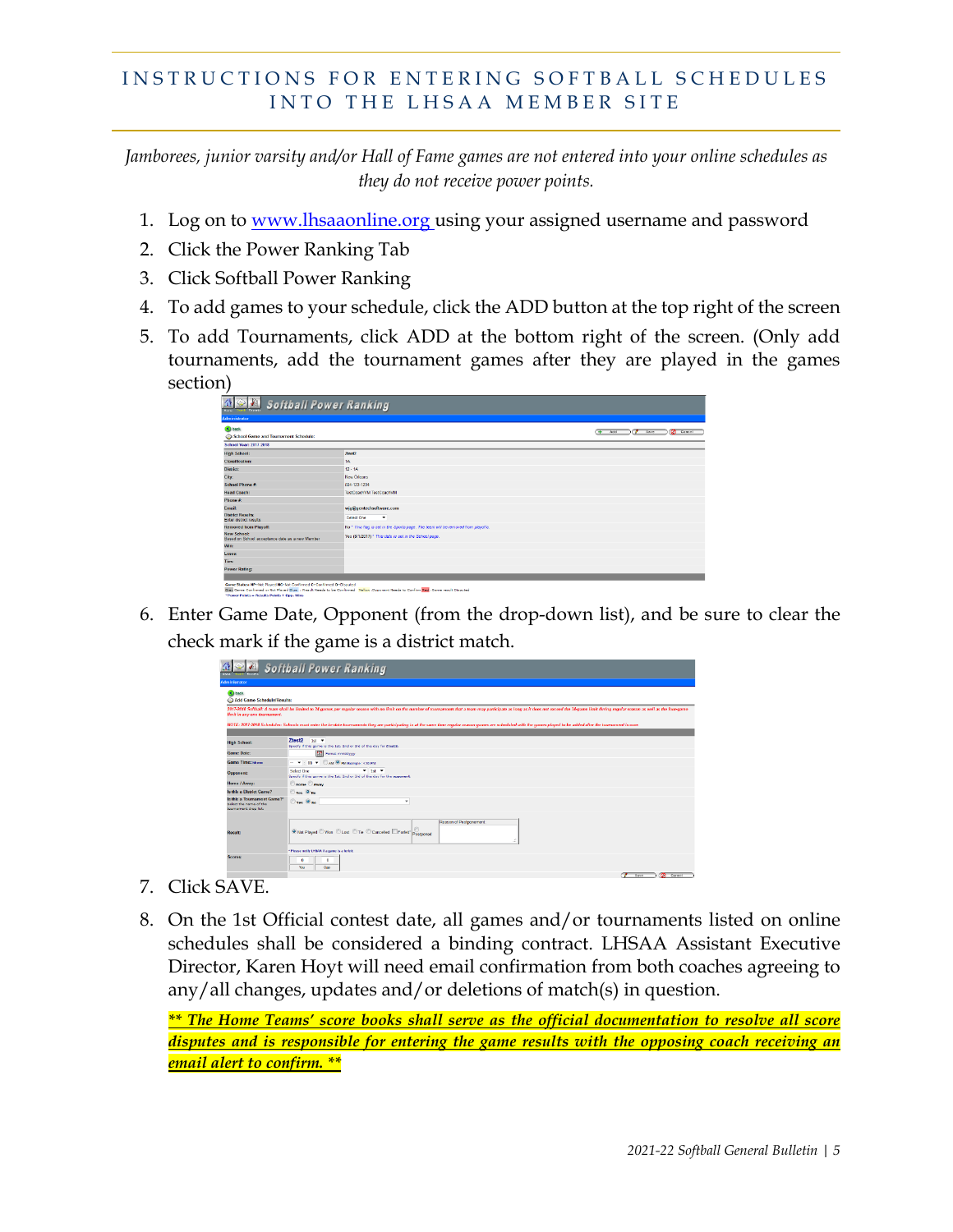# INSTRUCTIONS FOR ENTERING SOFTBALL SCHEDULES INTO THE LHSAA MEMBER SITE

*Jamborees, junior varsity and/or Hall of Fame games are not entered into your online schedules as they do not receive power points.*

1. Log on to www.lhsaaonline.org using your assigned username and password
2. Click the Power Ranking Tab
3. Click Softball Power Ranking
4. To add games to your schedule, click the ADD button at the top right of the screen
5. To add Tournaments, click ADD at the bottom right of the screen. (Only add tournaments, add the tournament games after they are played in the games section)
6. Enter Game Date, Opponent (from the drop-down list), and be sure to clear the check mark if the game is a district match.
7. Click SAVE.
8. On the 1st Official contest date, all games and/or tournaments listed on online schedules shall be considered a binding contract. LHSAA Assistant Executive Director, Karen Hoyt will need email confirmation from both coaches agreeing to any/all changes, updates and/or deletions of match(s) in question.

***\*\* The Home Teams' score books shall serve as the official documentation to resolve all score disputes and is responsible for entering the game results with the opposing coach receiving an email alert to confirm. \*\****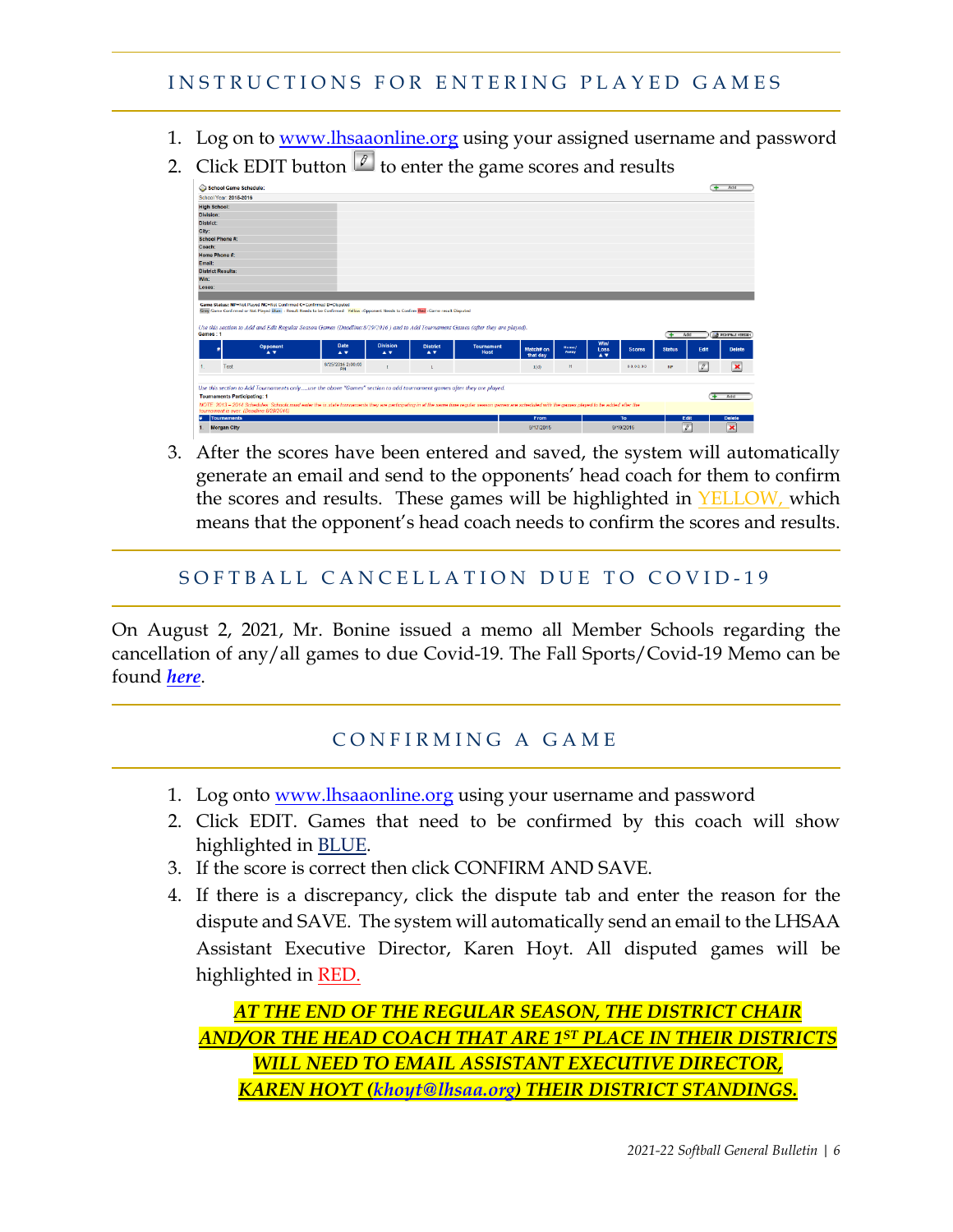## INSTRUCTIONS FOR ENTERING PLAYED GAMES

1. Log on to www.lhsaaonline.org using your assigned username and password
2. Click EDIT button to enter the game scores and results
3. After the scores have been entered and saved, the system will automatically generate an email and send to the opponents' head coach for them to confirm the scores and results. These games will be highlighted in YELLOW, which means that the opponent's head coach needs to confirm the scores and results.

## SOFTBALL CANCELLATION DUE TO COVID-19

On August 2, 2021, Mr. Bonine issued a memo all Member Schools regarding the cancellation of any/all games to due Covid-19. The Fall Sports/Covid-19 Memo can be found ***here***.

## CONFIRMING A GAME

1. Log onto www.lhsaaonline.org using your username and password
2. Click EDIT. Games that need to be confirmed by this coach will show highlighted in BLUE.
3. If the score is correct then click CONFIRM AND SAVE.
4. If there is a discrepancy, click the dispute tab and enter the reason for the dispute and SAVE. The system will automatically send an email to the LHSAA Assistant Executive Director, Karen Hoyt. All disputed games will be highlighted in RED.

***AT THE END OF THE REGULAR SEASON, THE DISTRICT CHAIR AND/OR THE HEAD COACH THAT ARE 1ST PLACE IN THEIR DISTRICTS WILL NEED TO EMAIL ASSISTANT EXECUTIVE DIRECTOR, KAREN HOYT (khoyt@lhsaa.org) THEIR DISTRICT STANDINGS.***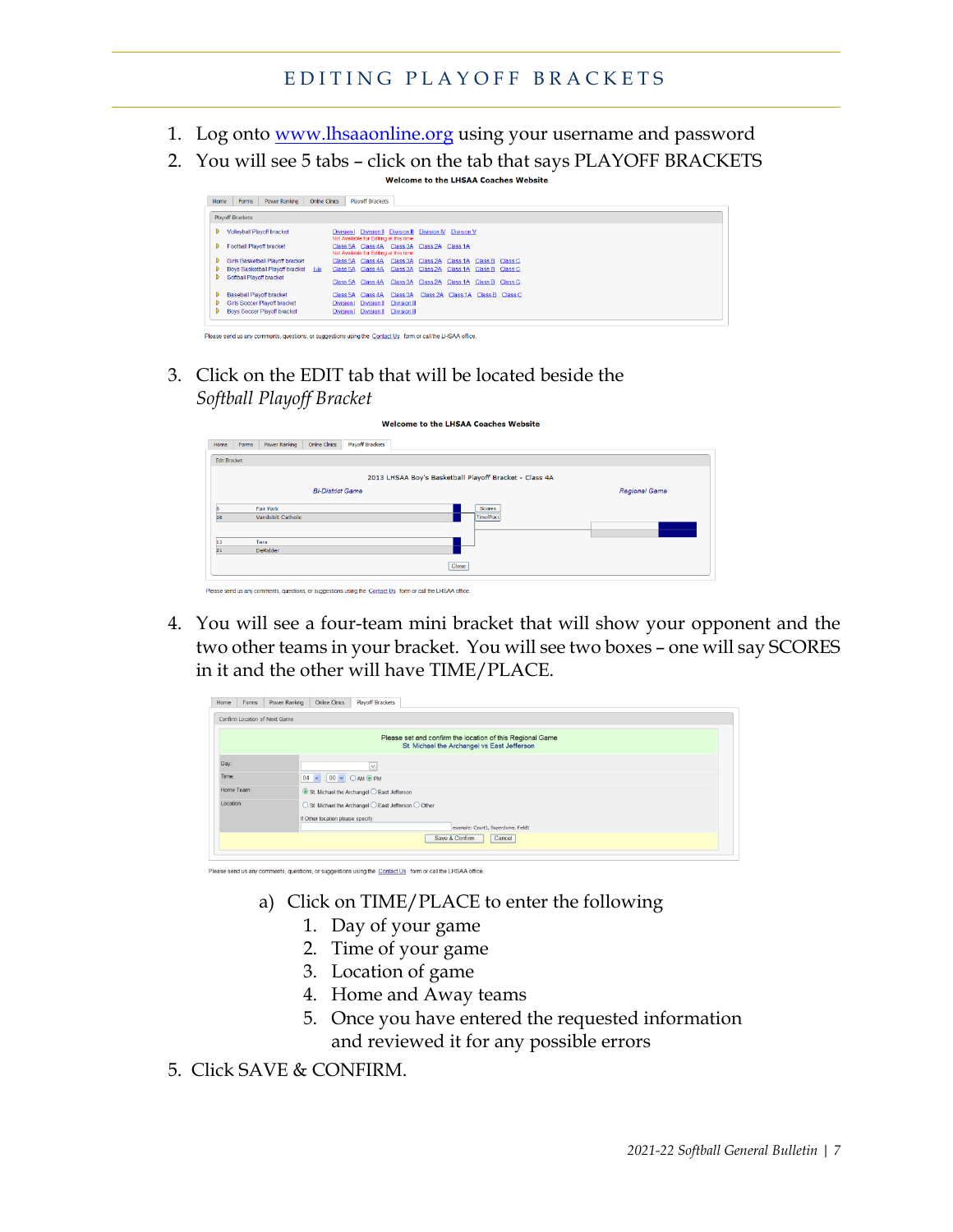# EDITING PLAYOFF BRACKETS

1. Log onto www.lhsaaonline.org using your username and password
2. You will see 5 tabs – click on the tab that says PLAYOFF BRACKETS
3. Click on the EDIT tab that will be located beside the *Softball Playoff Bracket*
4. You will see a four-team mini bracket that will show your opponent and the two other teams in your bracket. You will see two boxes – one will say SCORES in it and the other will have TIME/PLACE.

   a) Click on TIME/PLACE to enter the following
      1. Day of your game
      2. Time of your game
      3. Location of game
      4. Home and Away teams
      5. Once you have entered the requested information and reviewed it for any possible errors

5. Click SAVE & CONFIRM.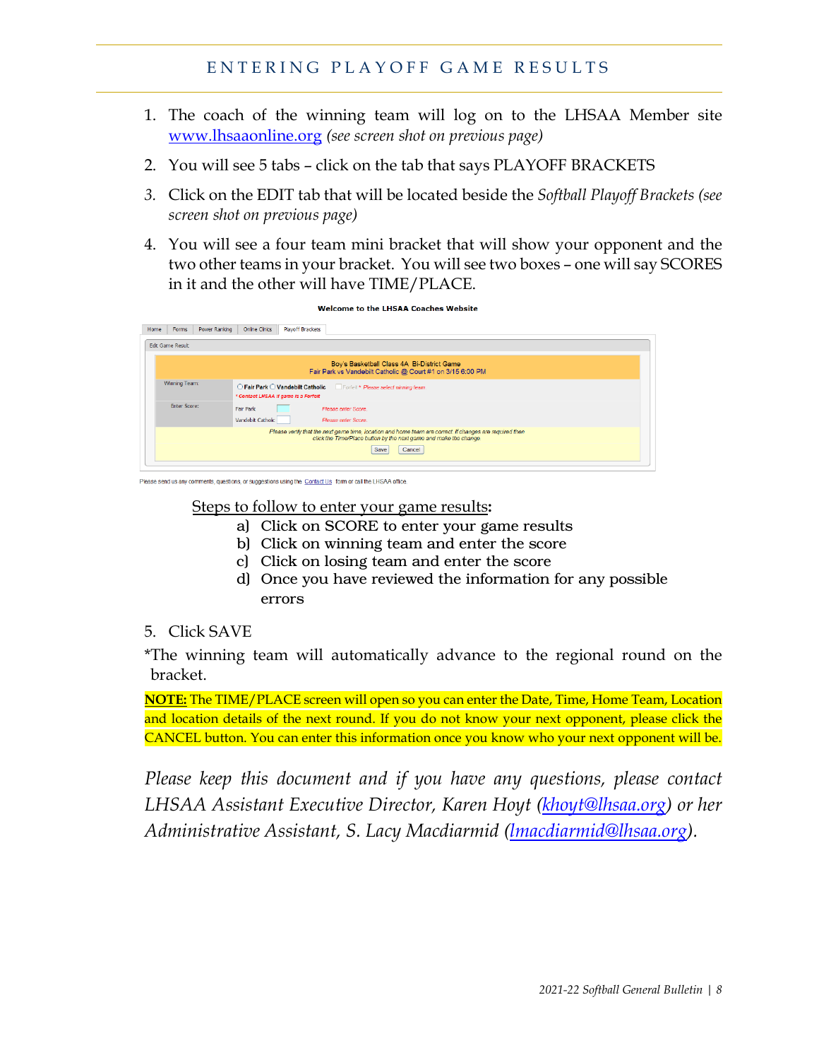## ENTERING PLAYOFF GAME RESULTS

1. The coach of the winning team will log on to the LHSAA Member site www.lhsaaonline.org *(see screen shot on previous page)*
2. You will see 5 tabs – click on the tab that says PLAYOFF BRACKETS
3. Click on the EDIT tab that will be located beside the *Softball Playoff Brackets (see screen shot on previous page)*
4. You will see a four team mini bracket that will show your opponent and the two other teams in your bracket. You will see two boxes – one will say SCORES in it and the other will have TIME/PLACE.

Welcome to the LHSAA Coaches Website

Home | Forms | Power Ranking | Online Clinics | Playoff Brackets

Edit Game Result

Boy's Basketball Class 4A Bi-District Game
Fair Park vs Vandebilt Catholic @ Court #1 on 3/15 6:00 PM

Winning Team: ○ Fair Park ○ Vandebilt Catholic ☐ Forfeit * Please select winning team.
* Contact LHSAA if game is a Forfeit

Enter Score: Fair Park — Please enter Score.
Vandebilt Catholic — Please enter Score.

Please verify that the next game time, location and home team are correct. If changes are required then click the Time/Place button by the next game and make the change.

Save | Cancel

Please send us any comments, questions, or suggestions using the Contact Us form or call the LHSAA office.

<u>Steps to follow to enter your game results</u>**:**

a) Click on SCORE to enter your game results
b) Click on winning team and enter the score
c) Click on losing team and enter the score
d) Once you have reviewed the information for any possible errors

5. Click SAVE

*The winning team will automatically advance to the regional round on the bracket.

**<u>NOTE:</u>** The TIME/PLACE screen will open so you can enter the Date, Time, Home Team, Location and location details of the next round. If you do not know your next opponent, please click the CANCEL button. You can enter this information once you know who your next opponent will be.

*Please keep this document and if you have any questions, please contact LHSAA Assistant Executive Director, Karen Hoyt (khoyt@lhsaa.org) or her Administrative Assistant, S. Lacy Macdiarmid (lmacdiarmid@lhsaa.org).*